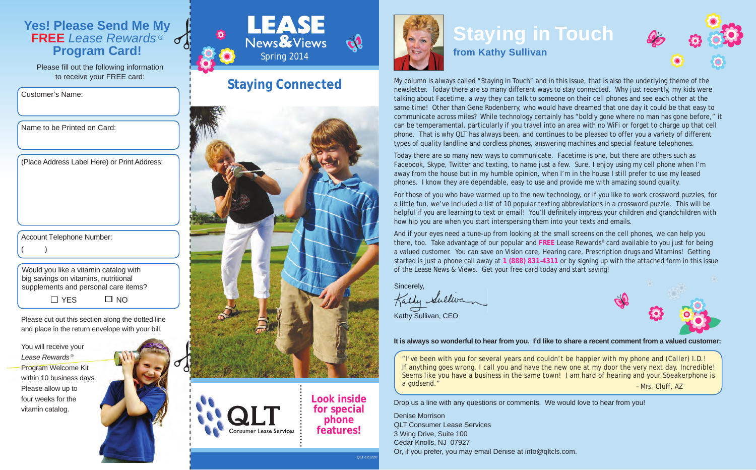## Yes! Please Send Me My **FREE** *Lease Rewards®* Program Card!

Please fill out the following information to receive your FREE card:

Customer's Name:

Name to be Printed on Card:

(Place Address Label Here) or Print Address:

Account Telephone Number:
(     )

Would you like a vitamin catalog with big savings on vitamins, nutritional supplements and personal care items?

☐ YES ☐ NO

Please cut out this section along the dotted line and place in the return envelope with your bill.

You will receive your *Lease Rewards®* Program Welcome Kit within 10 business days. Please allow up to four weeks for the vitamin catalog.

# LEASE News & Views

Spring 2014

## Staying Connected

QLT Consumer Lease Services

**Look inside for special phone features!**

QLT-121220

# Staying in Touch

### from Kathy Sullivan

My column is always called "Staying in Touch" and in this issue, that is also the underlying theme of the newsletter. Today there are so many different ways to stay connected. Why just recently, my kids were talking about Facetime, a way they can talk to someone on their cell phones and see each other at the same time! Other than Gene Rodenberry, who would have dreamed that one day it could be that easy to communicate across miles? While technology certainly has "boldly gone where no man has gone before," it can be temperamental, particularly if you travel into an area with no WiFi or forget to charge up that cell phone. That is why QLT has always been, and continues to be pleased to offer you a variety of different types of quality landline and cordless phones, answering machines and special feature telephones.

Today there are so many new ways to communicate. Facetime is one, but there are others such as Facebook, Skype, Twitter and texting, to name just a few. Sure, I enjoy using my cell phone when I'm away from the house but in my humble opinion, when I'm in the house I still prefer to use my leased phones. I know they are dependable, easy to use and provide me with amazing sound quality.

For those of you who have warmed up to the new technology, or if you like to work crossword puzzles, for a little fun, we've included a list of 10 popular texting abbreviations in a crossword puzzle. This will be helpful if you are learning to text or email! You'll definitely impress your children and grandchildren with how hip you are when you start interspersing them into your texts and emails.

And if your eyes need a tune-up from looking at the small screens on the cell phones, we can help you there, too. Take advantage of our popular and **FREE** Lease Rewards® card available to you just for being a valued customer. You can save on Vision care, Hearing care, Prescription drugs and Vitamins! Getting started is just a phone call away at **1 (888) 831-4311** or by signing up with the attached form in this issue of the Lease News & Views. Get your free card today and start saving!

Sincerely,

Kathy Sullivan

Kathy Sullivan, CEO

**It is always so wonderful to hear from you. I'd like to share a recent comment from a valued customer:**

> "I've been with you for several years and couldn't be happier with my phone and (Caller) I.D.! If anything goes wrong, I call you and have the new one at my door the very next day. Incredible! Seems like you have a business in the same town! I am hard of hearing and your Speakerphone is a godsend."
>
> – Mrs. Cluff, AZ

Drop us a line with any questions or comments. We would love to hear from you!

Denise Morrison
QLT Consumer Lease Services
3 Wing Drive, Suite 100
Cedar Knolls, NJ 07927
Or, if you prefer, you may email Denise at info@qltcls.com.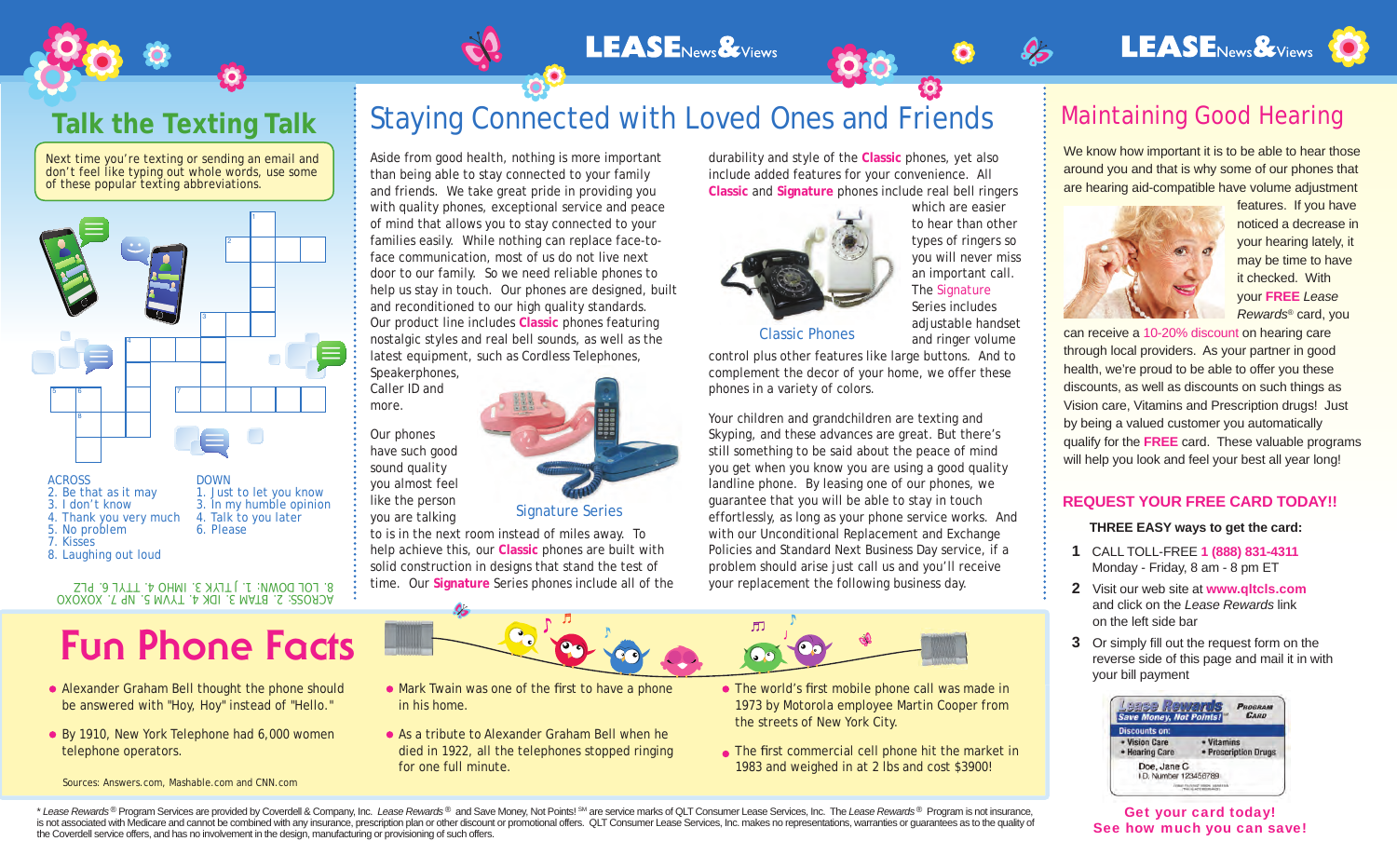## Talk the Texting Talk

Next time you're texting or sending an email and don't feel like typing out whole words, use some of these popular texting abbreviations.

ACROSS
2. Be that as it may
3. I don't know
4. Thank you very much
5. No problem
7. Kisses
8. Laughing out loud

DOWN
1. Just to let you know
3. In my humble opinion
4. Talk to you later
6. Please

ACROSS: 2. BTAM 3. IDK 4. TVM 5. NP 7. XOXOXO
8. LOL DOWN: 1. JTLYK 3. IMHO 4. TTYL 6. PLZ

## Staying Connected with Loved Ones and Friends

Aside from good health, nothing is more important than being able to stay connected to your family and friends. We take great pride in providing you with quality phones, exceptional service and peace of mind that allows you to stay connected to your families easily. While nothing can replace face-to-face communication, most of us do not live next door to our family. So we need reliable phones to help us stay in touch. Our phones are designed, built and reconditioned to our high quality standards. Our product line includes **Classic** phones featuring nostalgic styles and real bell sounds, as well as the latest equipment, such as Cordless Telephones, Speakerphones, Caller ID and more.

Signature Series

Our phones have such good sound quality you almost feel like the person you are talking to is in the next room instead of miles away. To help achieve this, our **Classic** phones are built with solid construction in designs that stand the test of time. Our **Signature** Series phones include all of the durability and style of the **Classic** phones, yet also include added features for your convenience. All **Classic** and **Signature** phones include real bell ringers which are easier to hear than other types of ringers so you will never miss an important call. The Signature Series includes adjustable handset and ringer volume control plus other features like large buttons. And to complement the decor of your home, we offer these phones in a variety of colors.

Classic Phones

Your children and grandchildren are texting and Skyping, and these advances are great. But there's still something to be said about the peace of mind you get when you know you are using a good quality landline phone. By leasing one of our phones, we guarantee that you will be able to stay in touch effortlessly, as long as your phone service works. And with our Unconditional Replacement and Exchange Policies and Standard Next Business Day service, if a problem should arise just call us and you'll receive your replacement the following business day.

## Maintaining Good Hearing

We know how important it is to be able to hear those around you and that is why some of our phones that are hearing aid-compatible have volume adjustment features. If you have noticed a decrease in your hearing lately, it may be time to have it checked. With your **FREE** *Lease Rewards®* card, you can receive a 10-20% discount on hearing care through local providers. As your partner in good health, we're proud to be able to offer you these discounts, as well as discounts on such things as Vision care, Vitamins and Prescription drugs! Just by being a valued customer you automatically qualify for the **FREE** card. These valuable programs will help you look and feel your best all year long!

### REQUEST YOUR FREE CARD TODAY!!

**THREE EASY ways to get the card:**

1. CALL TOLL-FREE **1 (888) 831-4311** Monday - Friday, 8 am - 8 pm ET
2. Visit our web site at **www.qltcls.com** and click on the *Lease Rewards* link on the left side bar
3. Or simply fill out the request form on the reverse side of this page and mail it in with your bill payment

Lease Rewards — Save Money, Not Points! — Program Card
Discounts on:
- Vision Care
- Hearing Care
- Vitamins
- Prescription Drugs

Doe, Jane C
I.D. Number 123456789

**Get your card today!**
**See how much you can save!**

## Fun Phone Facts

- Alexander Graham Bell thought the phone should be answered with "Hoy, Hoy" instead of "Hello."
- By 1910, New York Telephone had 6,000 women telephone operators.
- Mark Twain was one of the first to have a phone in his home.
- As a tribute to Alexander Graham Bell when he died in 1922, all the telephones stopped ringing for one full minute.
- The world's first mobile phone call was made in 1973 by Motorola employee Martin Cooper from the streets of New York City.
- The first commercial cell phone hit the market in 1983 and weighed in at 2 lbs and cost $3900!

Sources: Answers.com, Mashable.com and CNN.com

* *Lease Rewards®* Program Services are provided by Coverdell & Company, Inc. *Lease Rewards®* and Save Money, Not Points! SM are service marks of QLT Consumer Lease Services, Inc. The *Lease Rewards®* Program is not insurance, is not associated with Medicare and cannot be combined with any insurance, prescription plan or other discount or promotional offers. QLT Consumer Lease Services, Inc. makes no representations, warranties or guarantees as to the quality of the Coverdell service offers, and has no involvement in the design, manufacturing or provisioning of such offers.